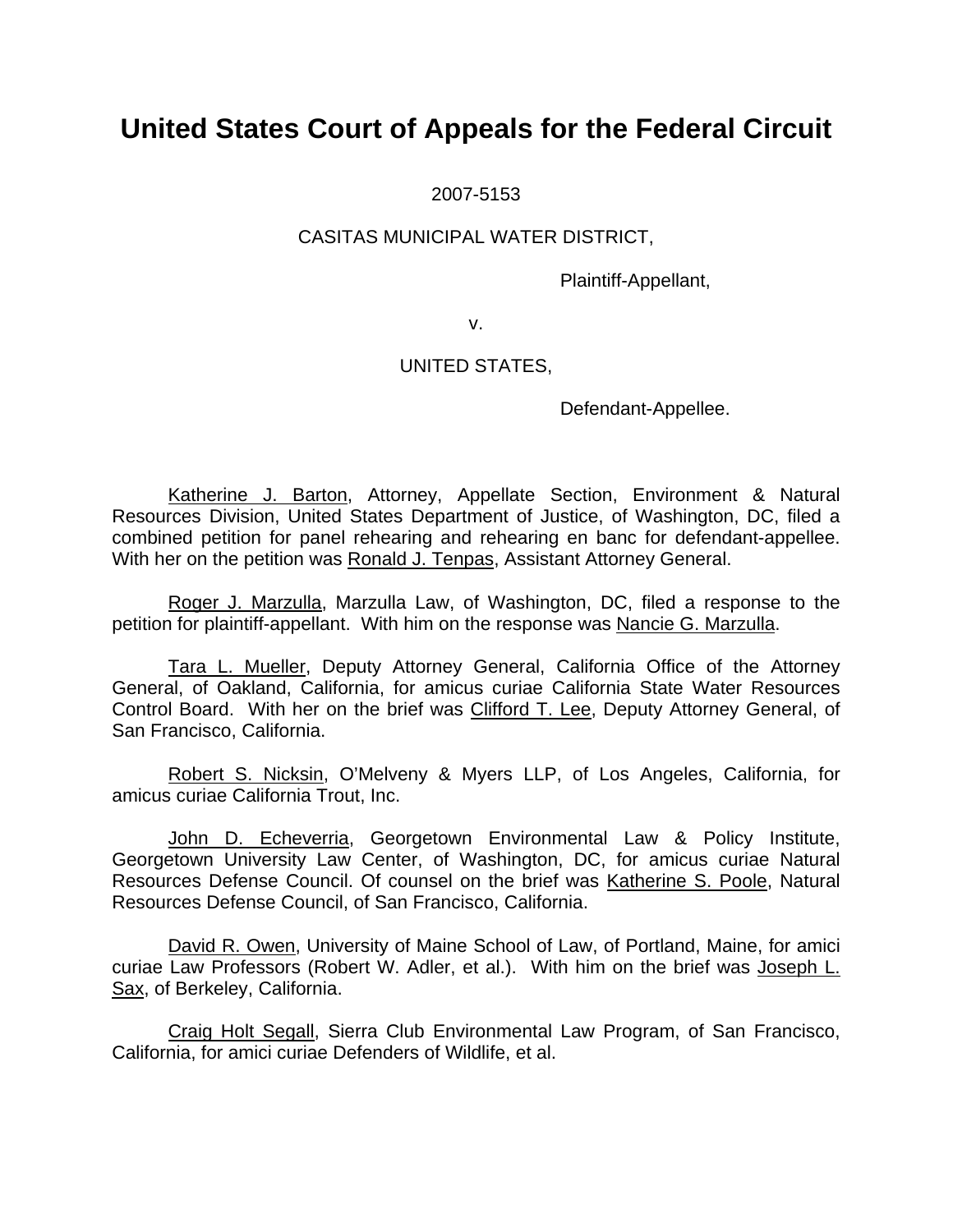# United States Court of Appeals for the Federal Circuit

2007-5153

CASITAS MUNICIPAL WATER DISTRICT,

Plaintiff-Appellant,

v.

UNITED STATES,

Defendant-Appellee.

Katherine J. Barton, Attorney, Appellate Section, Environment & Natural Resources Division, United States Department of Justice, of Washington, DC, filed a combined petition for panel rehearing and rehearing en banc for defendant-appellee. With her on the petition was Ronald J. Tenpas, Assistant Attorney General.

Roger J. Marzulla, Marzulla Law, of Washington, DC, filed a response to the petition for plaintiff-appellant. With him on the response was Nancie G. Marzulla.

Tara L. Mueller, Deputy Attorney General, California Office of the Attorney General, of Oakland, California, for amicus curiae California State Water Resources Control Board. With her on the brief was Clifford T. Lee, Deputy Attorney General, of San Francisco, California.

Robert S. Nicksin, O'Melveny & Myers LLP, of Los Angeles, California, for amicus curiae California Trout, Inc.

John D. Echeverria, Georgetown Environmental Law & Policy Institute, Georgetown University Law Center, of Washington, DC, for amicus curiae Natural Resources Defense Council. Of counsel on the brief was Katherine S. Poole, Natural Resources Defense Council, of San Francisco, California.

David R. Owen, University of Maine School of Law, of Portland, Maine, for amici curiae Law Professors (Robert W. Adler, et al.). With him on the brief was Joseph L. Sax, of Berkeley, California.

Craig Holt Segall, Sierra Club Environmental Law Program, of San Francisco, California, for amici curiae Defenders of Wildlife, et al.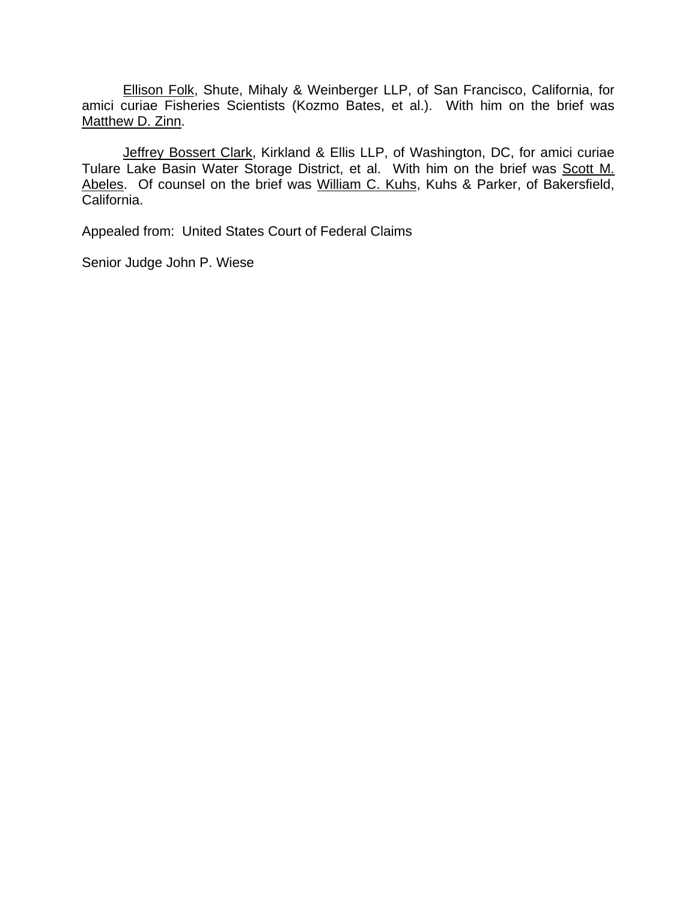Ellison Folk, Shute, Mihaly & Weinberger LLP, of San Francisco, California, for amici curiae Fisheries Scientists (Kozmo Bates, et al.). With him on the brief was Matthew D. Zinn.

Jeffrey Bossert Clark, Kirkland & Ellis LLP, of Washington, DC, for amici curiae Tulare Lake Basin Water Storage District, et al. With him on the brief was Scott M. Abeles. Of counsel on the brief was William C. Kuhs, Kuhs & Parker, of Bakersfield, California.

Appealed from: United States Court of Federal Claims

Senior Judge John P. Wiese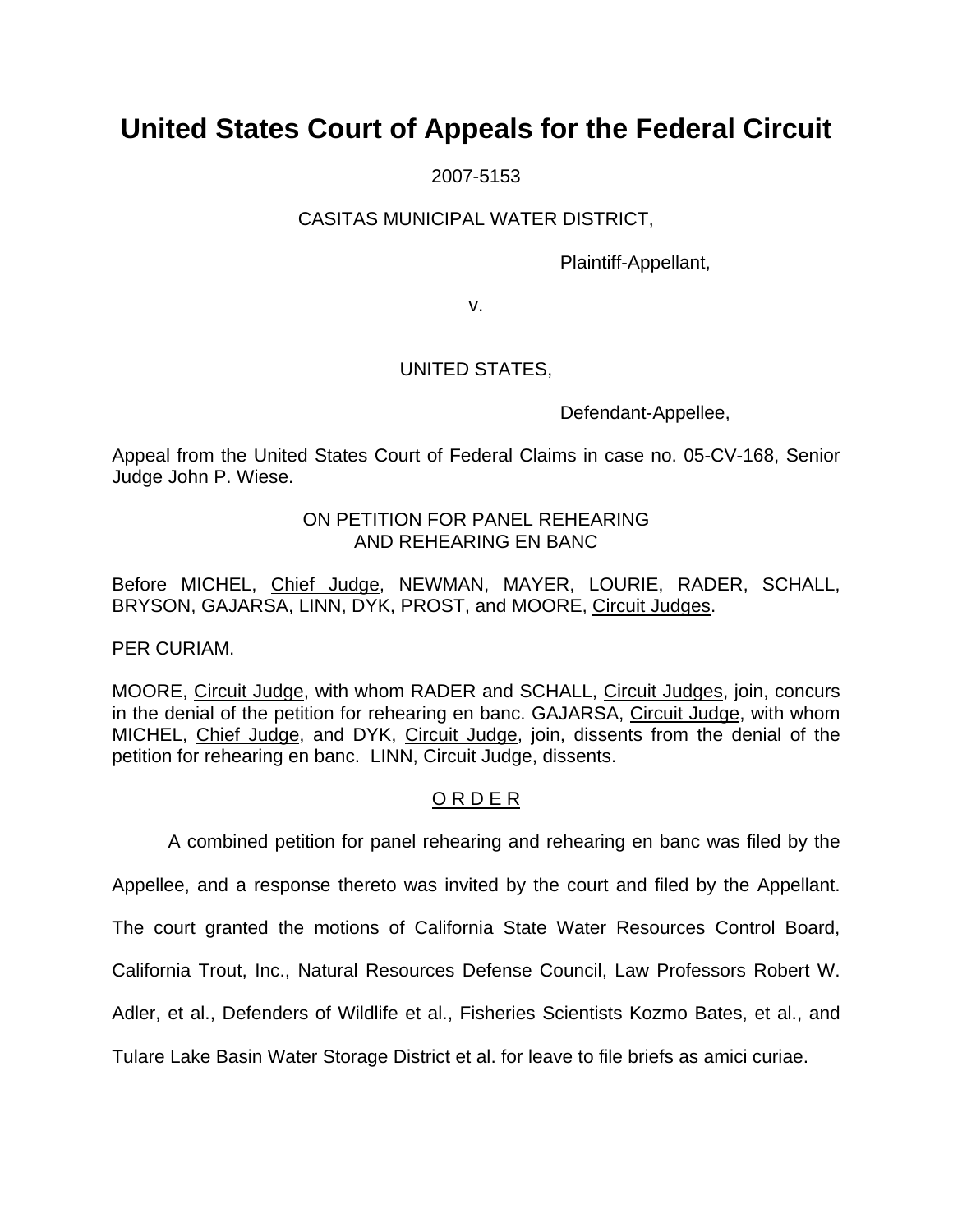# United States Court of Appeals for the Federal Circuit

2007-5153

CASITAS MUNICIPAL WATER DISTRICT,

Plaintiff-Appellant,

v.

UNITED STATES,

Defendant-Appellee,

Appeal from the United States Court of Federal Claims in case no. 05-CV-168, Senior Judge John P. Wiese.

ON PETITION FOR PANEL REHEARING
AND REHEARING EN BANC

Before MICHEL, Chief Judge, NEWMAN, MAYER, LOURIE, RADER, SCHALL, BRYSON, GAJARSA, LINN, DYK, PROST, and MOORE, Circuit Judges.

PER CURIAM.

MOORE, Circuit Judge, with whom RADER and SCHALL, Circuit Judges, join, concurs in the denial of the petition for rehearing en banc. GAJARSA, Circuit Judge, with whom MICHEL, Chief Judge, and DYK, Circuit Judge, join, dissents from the denial of the petition for rehearing en banc. LINN, Circuit Judge, dissents.

## O R D E R

A combined petition for panel rehearing and rehearing en banc was filed by the Appellee, and a response thereto was invited by the court and filed by the Appellant. The court granted the motions of California State Water Resources Control Board, California Trout, Inc., Natural Resources Defense Council, Law Professors Robert W. Adler, et al., Defenders of Wildlife et al., Fisheries Scientists Kozmo Bates, et al., and Tulare Lake Basin Water Storage District et al. for leave to file briefs as amici curiae.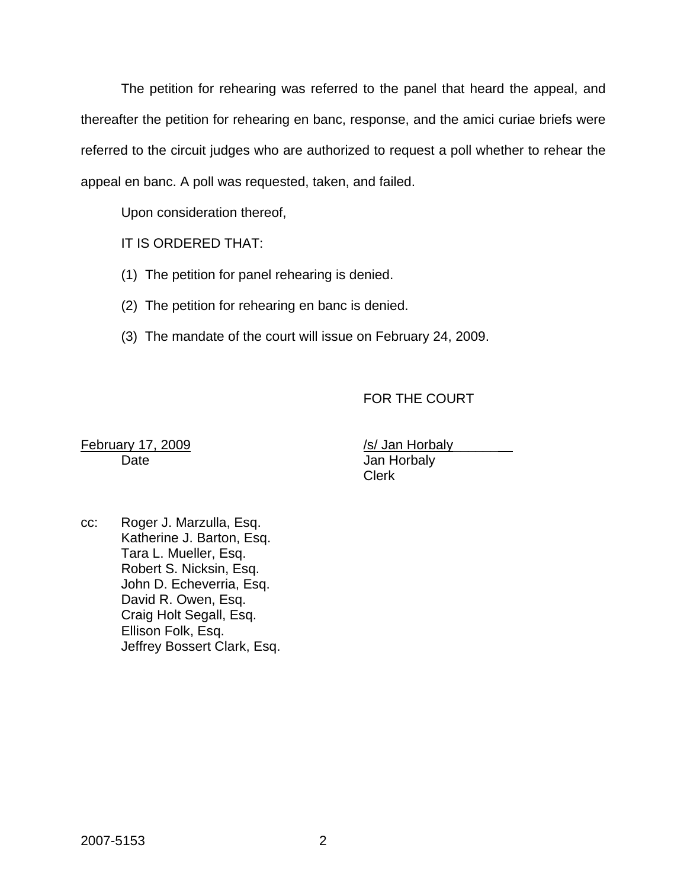The petition for rehearing was referred to the panel that heard the appeal, and thereafter the petition for rehearing en banc, response, and the amici curiae briefs were referred to the circuit judges who are authorized to request a poll whether to rehear the appeal en banc. A poll was requested, taken, and failed.

Upon consideration thereof,

IT IS ORDERED THAT:

(1) The petition for panel rehearing is denied.

(2) The petition for rehearing en banc is denied.

(3) The mandate of the court will issue on February 24, 2009.

FOR THE COURT

February 17, 2009
Date

/s/ Jan Horbaly
Jan Horbaly
Clerk

cc: Roger J. Marzulla, Esq.
Katherine J. Barton, Esq.
Tara L. Mueller, Esq.
Robert S. Nicksin, Esq.
John D. Echeverria, Esq.
David R. Owen, Esq.
Craig Holt Segall, Esq.
Ellison Folk, Esq.
Jeffrey Bossert Clark, Esq.

2007-5153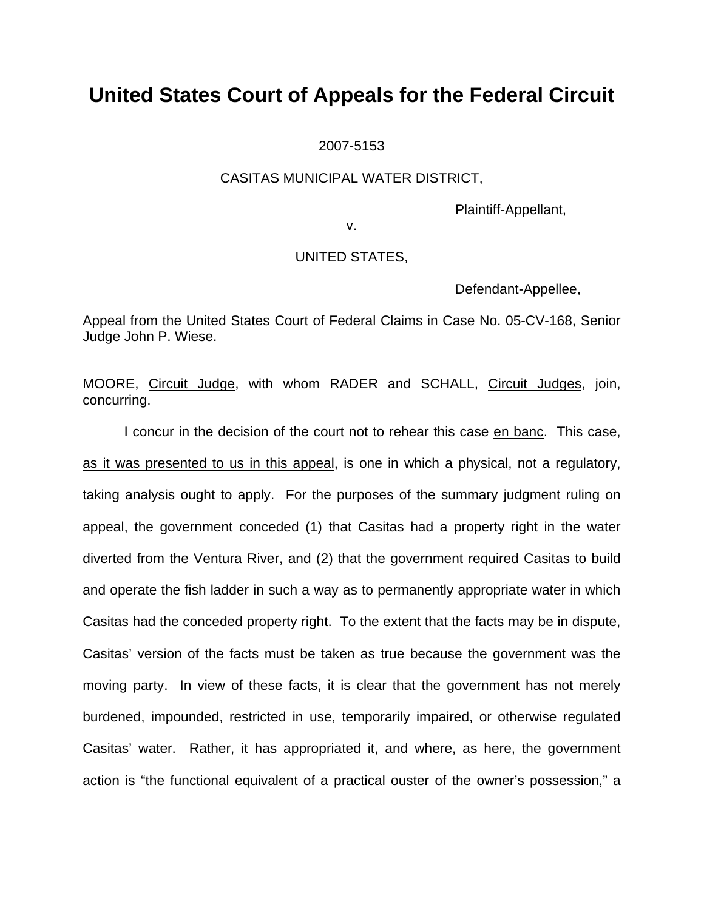# United States Court of Appeals for the Federal Circuit

2007-5153

CASITAS MUNICIPAL WATER DISTRICT,

Plaintiff-Appellant,

v.

UNITED STATES,

Defendant-Appellee,

Appeal from the United States Court of Federal Claims in Case No. 05-CV-168, Senior Judge John P. Wiese.

MOORE, Circuit Judge, with whom RADER and SCHALL, Circuit Judges, join, concurring.

I concur in the decision of the court not to rehear this case en banc. This case, as it was presented to us in this appeal, is one in which a physical, not a regulatory, taking analysis ought to apply. For the purposes of the summary judgment ruling on appeal, the government conceded (1) that Casitas had a property right in the water diverted from the Ventura River, and (2) that the government required Casitas to build and operate the fish ladder in such a way as to permanently appropriate water in which Casitas had the conceded property right. To the extent that the facts may be in dispute, Casitas' version of the facts must be taken as true because the government was the moving party. In view of these facts, it is clear that the government has not merely burdened, impounded, restricted in use, temporarily impaired, or otherwise regulated Casitas' water. Rather, it has appropriated it, and where, as here, the government action is "the functional equivalent of a practical ouster of the owner's possession," a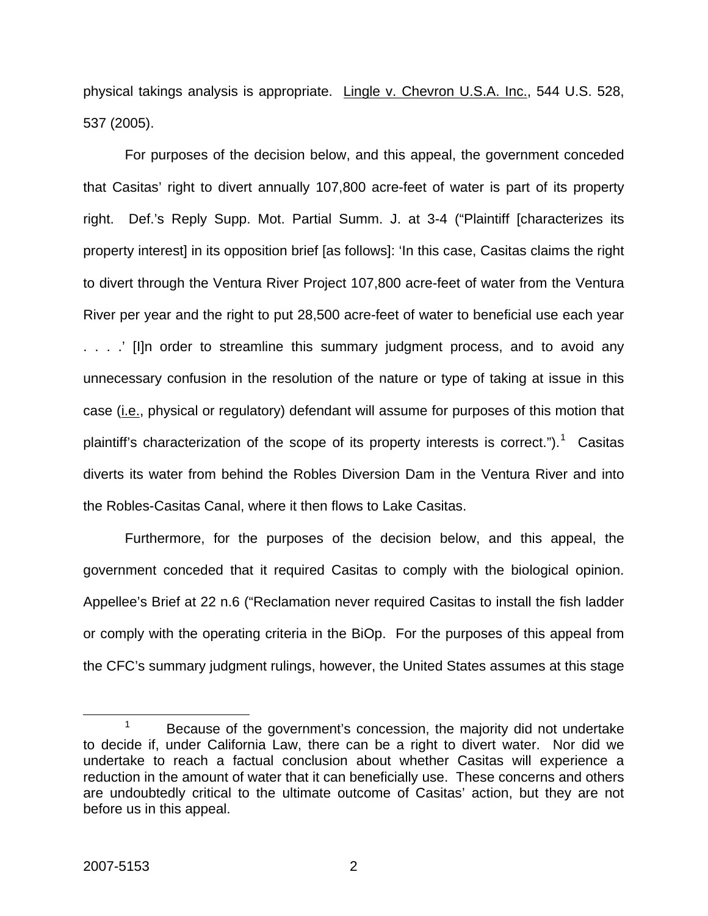physical takings analysis is appropriate. Lingle v. Chevron U.S.A. Inc., 544 U.S. 528, 537 (2005).

For purposes of the decision below, and this appeal, the government conceded that Casitas' right to divert annually 107,800 acre-feet of water is part of its property right. Def.'s Reply Supp. Mot. Partial Summ. J. at 3-4 ("Plaintiff [characterizes its property interest] in its opposition brief [as follows]: 'In this case, Casitas claims the right to divert through the Ventura River Project 107,800 acre-feet of water from the Ventura River per year and the right to put 28,500 acre-feet of water to beneficial use each year . . . .' [I]n order to streamline this summary judgment process, and to avoid any unnecessary confusion in the resolution of the nature or type of taking at issue in this case (i.e., physical or regulatory) defendant will assume for purposes of this motion that plaintiff's characterization of the scope of its property interests is correct.").[1] Casitas diverts its water from behind the Robles Diversion Dam in the Ventura River and into the Robles-Casitas Canal, where it then flows to Lake Casitas.

Furthermore, for the purposes of the decision below, and this appeal, the government conceded that it required Casitas to comply with the biological opinion. Appellee's Brief at 22 n.6 ("Reclamation never required Casitas to install the fish ladder or comply with the operating criteria in the BiOp. For the purposes of this appeal from the CFC's summary judgment rulings, however, the United States assumes at this stage

---

[1] Because of the government's concession, the majority did not undertake to decide if, under California Law, there can be a right to divert water. Nor did we undertake to reach a factual conclusion about whether Casitas will experience a reduction in the amount of water that it can beneficially use. These concerns and others are undoubtedly critical to the ultimate outcome of Casitas' action, but they are not before us in this appeal.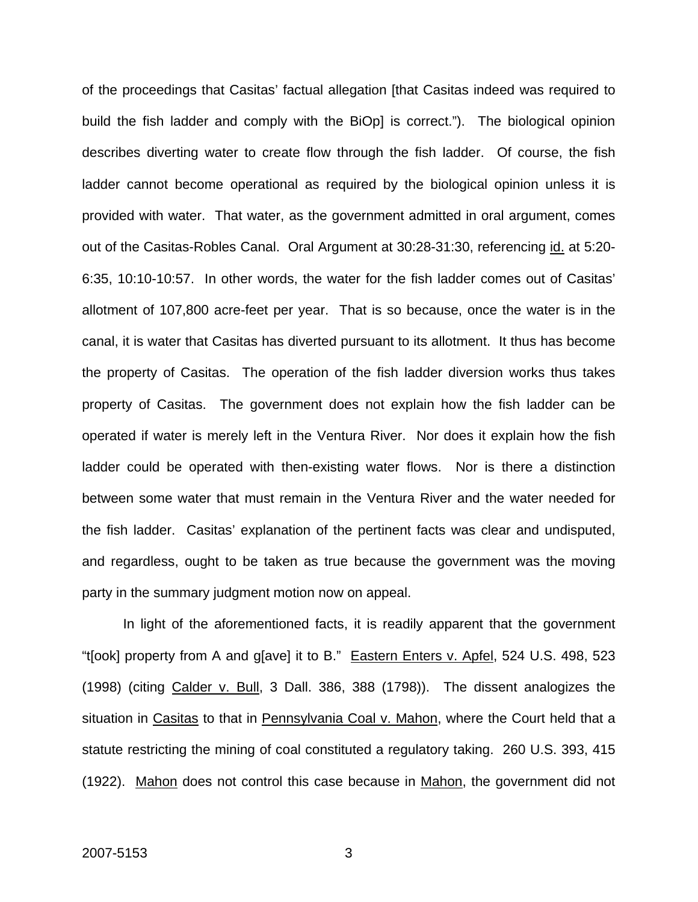of the proceedings that Casitas' factual allegation [that Casitas indeed was required to build the fish ladder and comply with the BiOp] is correct."). The biological opinion describes diverting water to create flow through the fish ladder. Of course, the fish ladder cannot become operational as required by the biological opinion unless it is provided with water. That water, as the government admitted in oral argument, comes out of the Casitas-Robles Canal. Oral Argument at 30:28-31:30, referencing id. at 5:20-6:35, 10:10-10:57. In other words, the water for the fish ladder comes out of Casitas' allotment of 107,800 acre-feet per year. That is so because, once the water is in the canal, it is water that Casitas has diverted pursuant to its allotment. It thus has become the property of Casitas. The operation of the fish ladder diversion works thus takes property of Casitas. The government does not explain how the fish ladder can be operated if water is merely left in the Ventura River. Nor does it explain how the fish ladder could be operated with then-existing water flows. Nor is there a distinction between some water that must remain in the Ventura River and the water needed for the fish ladder. Casitas' explanation of the pertinent facts was clear and undisputed, and regardless, ought to be taken as true because the government was the moving party in the summary judgment motion now on appeal.

In light of the aforementioned facts, it is readily apparent that the government "t[ook] property from A and g[ave] it to B." Eastern Enters v. Apfel, 524 U.S. 498, 523 (1998) (citing Calder v. Bull, 3 Dall. 386, 388 (1798)). The dissent analogizes the situation in Casitas to that in Pennsylvania Coal v. Mahon, where the Court held that a statute restricting the mining of coal constituted a regulatory taking. 260 U.S. 393, 415 (1922). Mahon does not control this case because in Mahon, the government did not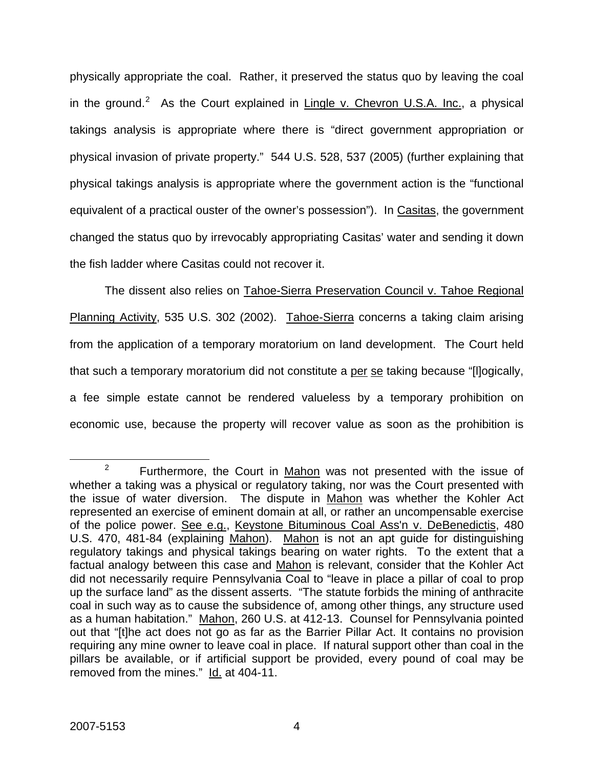physically appropriate the coal. Rather, it preserved the status quo by leaving the coal in the ground.[2] As the Court explained in Lingle v. Chevron U.S.A. Inc., a physical takings analysis is appropriate where there is "direct government appropriation or physical invasion of private property." 544 U.S. 528, 537 (2005) (further explaining that physical takings analysis is appropriate where the government action is the "functional equivalent of a practical ouster of the owner's possession"). In Casitas, the government changed the status quo by irrevocably appropriating Casitas' water and sending it down the fish ladder where Casitas could not recover it.

The dissent also relies on Tahoe-Sierra Preservation Council v. Tahoe Regional Planning Activity, 535 U.S. 302 (2002). Tahoe-Sierra concerns a taking claim arising from the application of a temporary moratorium on land development. The Court held that such a temporary moratorium did not constitute a *per se* taking because "[l]ogically, a fee simple estate cannot be rendered valueless by a temporary prohibition on economic use, because the property will recover value as soon as the prohibition is

---

[2] Furthermore, the Court in Mahon was not presented with the issue of whether a taking was a physical or regulatory taking, nor was the Court presented with the issue of water diversion. The dispute in Mahon was whether the Kohler Act represented an exercise of eminent domain at all, or rather an uncompensable exercise of the police power. See e.g., Keystone Bituminous Coal Ass'n v. DeBenedictis, 480 U.S. 470, 481-84 (explaining Mahon). Mahon is not an apt guide for distinguishing regulatory takings and physical takings bearing on water rights. To the extent that a factual analogy between this case and Mahon is relevant, consider that the Kohler Act did not necessarily require Pennsylvania Coal to "leave in place a pillar of coal to prop up the surface land" as the dissent asserts. "The statute forbids the mining of anthracite coal in such way as to cause the subsidence of, among other things, any structure used as a human habitation." Mahon, 260 U.S. at 412-13. Counsel for Pennsylvania pointed out that "[t]he act does not go as far as the Barrier Pillar Act. It contains no provision requiring any mine owner to leave coal in place. If natural support other than coal in the pillars be available, or if artificial support be provided, every pound of coal may be removed from the mines." Id. at 404-11.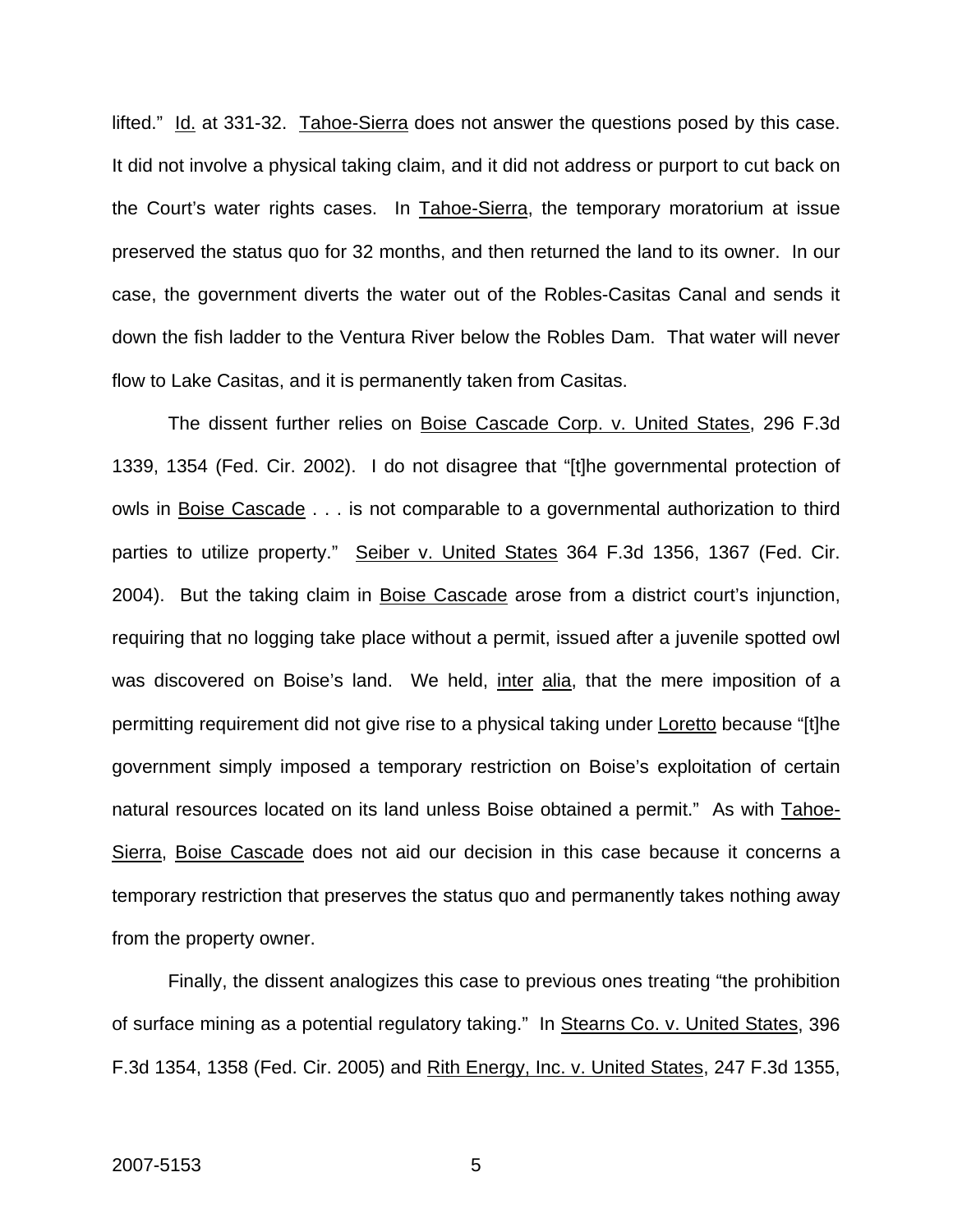lifted." Id. at 331-32. Tahoe-Sierra does not answer the questions posed by this case. It did not involve a physical taking claim, and it did not address or purport to cut back on the Court's water rights cases. In Tahoe-Sierra, the temporary moratorium at issue preserved the status quo for 32 months, and then returned the land to its owner. In our case, the government diverts the water out of the Robles-Casitas Canal and sends it down the fish ladder to the Ventura River below the Robles Dam. That water will never flow to Lake Casitas, and it is permanently taken from Casitas.

The dissent further relies on Boise Cascade Corp. v. United States, 296 F.3d 1339, 1354 (Fed. Cir. 2002). I do not disagree that "[t]he governmental protection of owls in Boise Cascade . . . is not comparable to a governmental authorization to third parties to utilize property." Seiber v. United States 364 F.3d 1356, 1367 (Fed. Cir. 2004). But the taking claim in Boise Cascade arose from a district court's injunction, requiring that no logging take place without a permit, issued after a juvenile spotted owl was discovered on Boise's land. We held, inter alia, that the mere imposition of a permitting requirement did not give rise to a physical taking under Loretto because "[t]he government simply imposed a temporary restriction on Boise's exploitation of certain natural resources located on its land unless Boise obtained a permit." As with Tahoe-Sierra, Boise Cascade does not aid our decision in this case because it concerns a temporary restriction that preserves the status quo and permanently takes nothing away from the property owner.

Finally, the dissent analogizes this case to previous ones treating "the prohibition of surface mining as a potential regulatory taking." In Stearns Co. v. United States, 396 F.3d 1354, 1358 (Fed. Cir. 2005) and Rith Energy, Inc. v. United States, 247 F.3d 1355,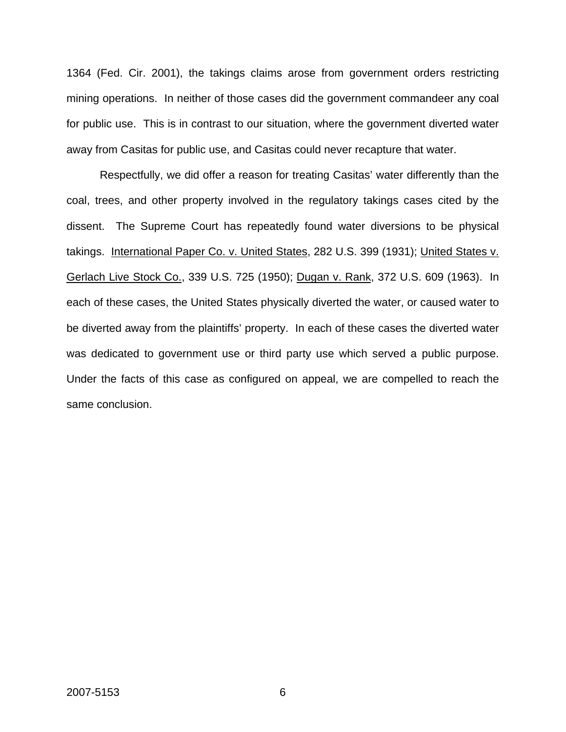1364 (Fed. Cir. 2001), the takings claims arose from government orders restricting mining operations. In neither of those cases did the government commandeer any coal for public use. This is in contrast to our situation, where the government diverted water away from Casitas for public use, and Casitas could never recapture that water.

Respectfully, we did offer a reason for treating Casitas' water differently than the coal, trees, and other property involved in the regulatory takings cases cited by the dissent. The Supreme Court has repeatedly found water diversions to be physical takings. International Paper Co. v. United States, 282 U.S. 399 (1931); United States v. Gerlach Live Stock Co., 339 U.S. 725 (1950); Dugan v. Rank, 372 U.S. 609 (1963). In each of these cases, the United States physically diverted the water, or caused water to be diverted away from the plaintiffs' property. In each of these cases the diverted water was dedicated to government use or third party use which served a public purpose. Under the facts of this case as configured on appeal, we are compelled to reach the same conclusion.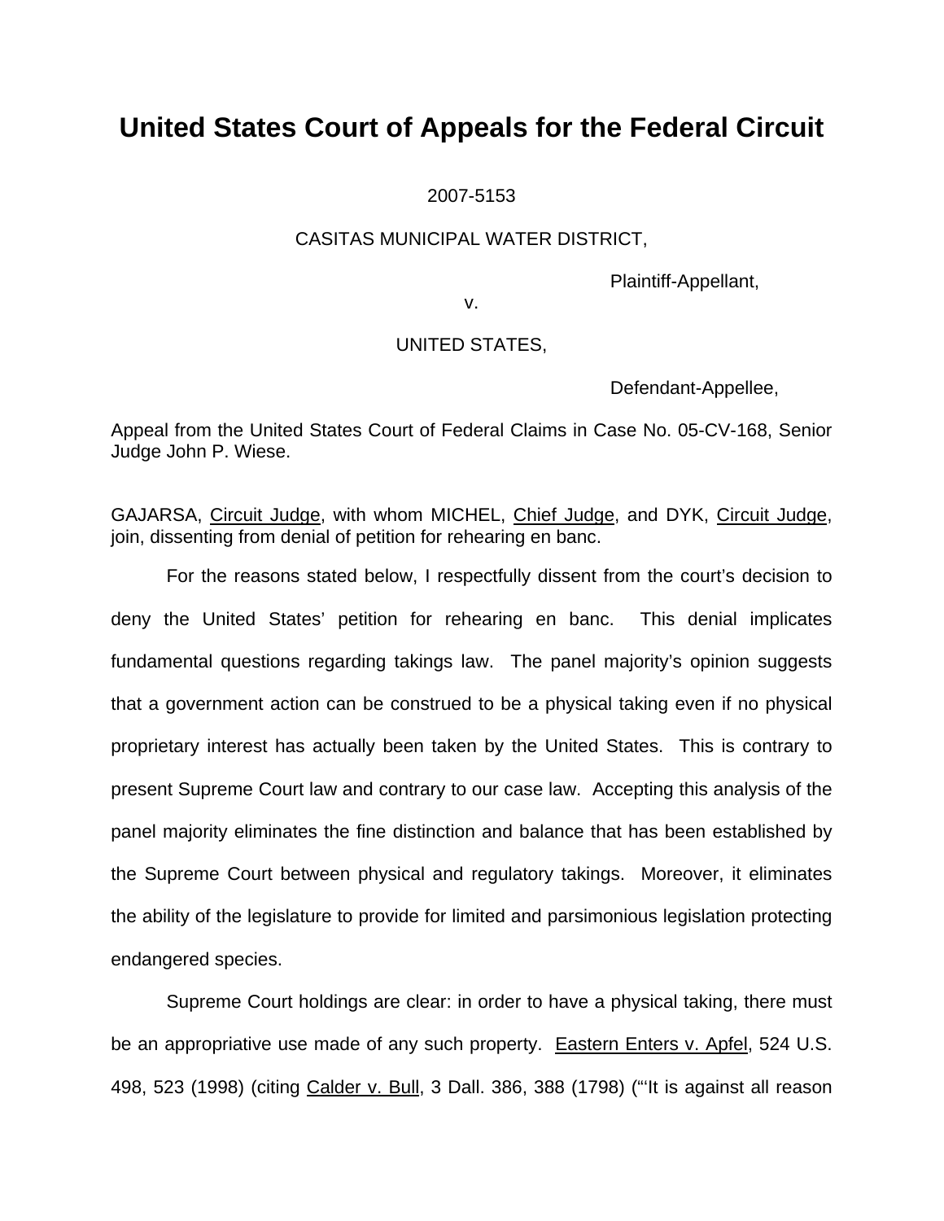# United States Court of Appeals for the Federal Circuit

2007-5153

CASITAS MUNICIPAL WATER DISTRICT,

Plaintiff-Appellant,

v.

UNITED STATES,

Defendant-Appellee,

Appeal from the United States Court of Federal Claims in Case No. 05-CV-168, Senior Judge John P. Wiese.

GAJARSA, Circuit Judge, with whom MICHEL, Chief Judge, and DYK, Circuit Judge, join, dissenting from denial of petition for rehearing en banc.

For the reasons stated below, I respectfully dissent from the court's decision to deny the United States' petition for rehearing en banc. This denial implicates fundamental questions regarding takings law. The panel majority's opinion suggests that a government action can be construed to be a physical taking even if no physical proprietary interest has actually been taken by the United States. This is contrary to present Supreme Court law and contrary to our case law. Accepting this analysis of the panel majority eliminates the fine distinction and balance that has been established by the Supreme Court between physical and regulatory takings. Moreover, it eliminates the ability of the legislature to provide for limited and parsimonious legislation protecting endangered species.

Supreme Court holdings are clear: in order to have a physical taking, there must be an appropriative use made of any such property. Eastern Enters v. Apfel, 524 U.S. 498, 523 (1998) (citing Calder v. Bull, 3 Dall. 386, 388 (1798) ("'It is against all reason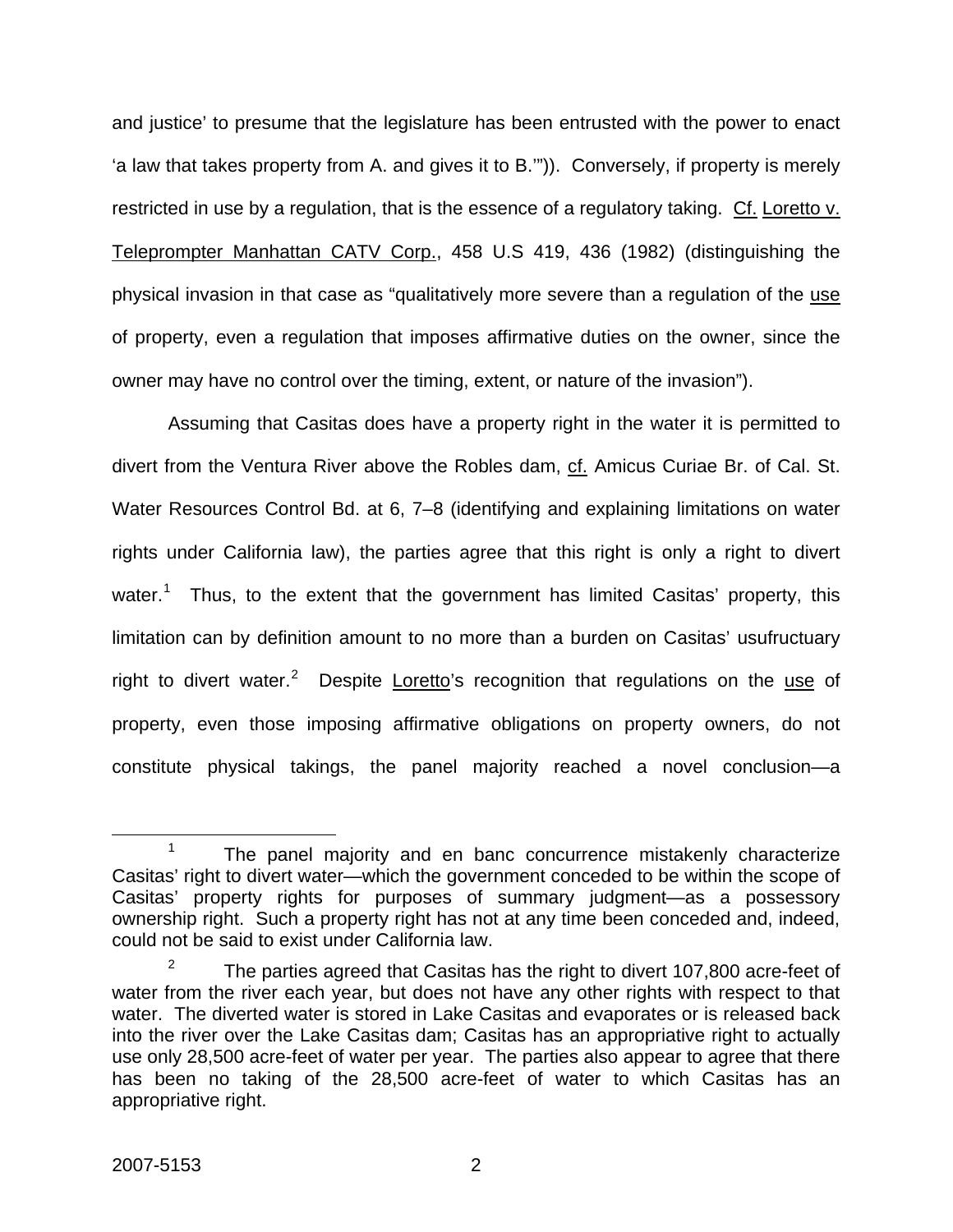and justice' to presume that the legislature has been entrusted with the power to enact 'a law that takes property from A. and gives it to B.'")). Conversely, if property is merely restricted in use by a regulation, that is the essence of a regulatory taking. Cf. Loretto v. Teleprompter Manhattan CATV Corp., 458 U.S 419, 436 (1982) (distinguishing the physical invasion in that case as "qualitatively more severe than a regulation of the use of property, even a regulation that imposes affirmative duties on the owner, since the owner may have no control over the timing, extent, or nature of the invasion").

Assuming that Casitas does have a property right in the water it is permitted to divert from the Ventura River above the Robles dam, cf. Amicus Curiae Br. of Cal. St. Water Resources Control Bd. at 6, 7–8 (identifying and explaining limitations on water rights under California law), the parties agree that this right is only a right to divert water.[1] Thus, to the extent that the government has limited Casitas' property, this limitation can by definition amount to no more than a burden on Casitas' usufructuary right to divert water.[2] Despite Loretto's recognition that regulations on the use of property, even those imposing affirmative obligations on property owners, do not constitute physical takings, the panel majority reached a novel conclusion—a

---

[1] The panel majority and en banc concurrence mistakenly characterize Casitas' right to divert water—which the government conceded to be within the scope of Casitas' property rights for purposes of summary judgment—as a possessory ownership right. Such a property right has not at any time been conceded and, indeed, could not be said to exist under California law.

[2] The parties agreed that Casitas has the right to divert 107,800 acre-feet of water from the river each year, but does not have any other rights with respect to that water. The diverted water is stored in Lake Casitas and evaporates or is released back into the river over the Lake Casitas dam; Casitas has an appropriative right to actually use only 28,500 acre-feet of water per year. The parties also appear to agree that there has been no taking of the 28,500 acre-feet of water to which Casitas has an appropriative right.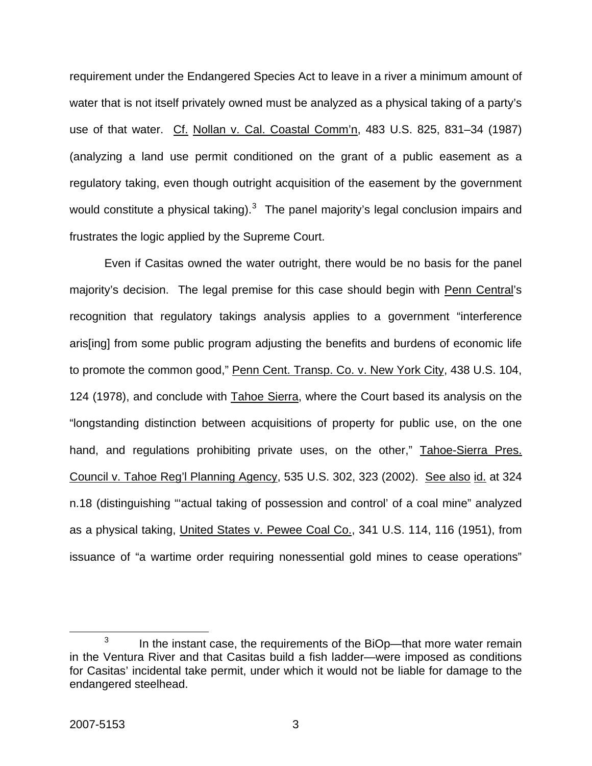requirement under the Endangered Species Act to leave in a river a minimum amount of water that is not itself privately owned must be analyzed as a physical taking of a party's use of that water. Cf. Nollan v. Cal. Coastal Comm'n, 483 U.S. 825, 831–34 (1987) (analyzing a land use permit conditioned on the grant of a public easement as a regulatory taking, even though outright acquisition of the easement by the government would constitute a physical taking).[3] The panel majority's legal conclusion impairs and frustrates the logic applied by the Supreme Court.

Even if Casitas owned the water outright, there would be no basis for the panel majority's decision. The legal premise for this case should begin with Penn Central's recognition that regulatory takings analysis applies to a government "interference aris[ing] from some public program adjusting the benefits and burdens of economic life to promote the common good," Penn Cent. Transp. Co. v. New York City, 438 U.S. 104, 124 (1978), and conclude with Tahoe Sierra, where the Court based its analysis on the "longstanding distinction between acquisitions of property for public use, on the one hand, and regulations prohibiting private uses, on the other," Tahoe-Sierra Pres. Council v. Tahoe Reg'l Planning Agency, 535 U.S. 302, 323 (2002). See also id. at 324 n.18 (distinguishing "'actual taking of possession and control' of a coal mine" analyzed as a physical taking, United States v. Pewee Coal Co., 341 U.S. 114, 116 (1951), from issuance of "a wartime order requiring nonessential gold mines to cease operations"

[3] In the instant case, the requirements of the BiOp—that more water remain in the Ventura River and that Casitas build a fish ladder—were imposed as conditions for Casitas' incidental take permit, under which it would not be liable for damage to the endangered steelhead.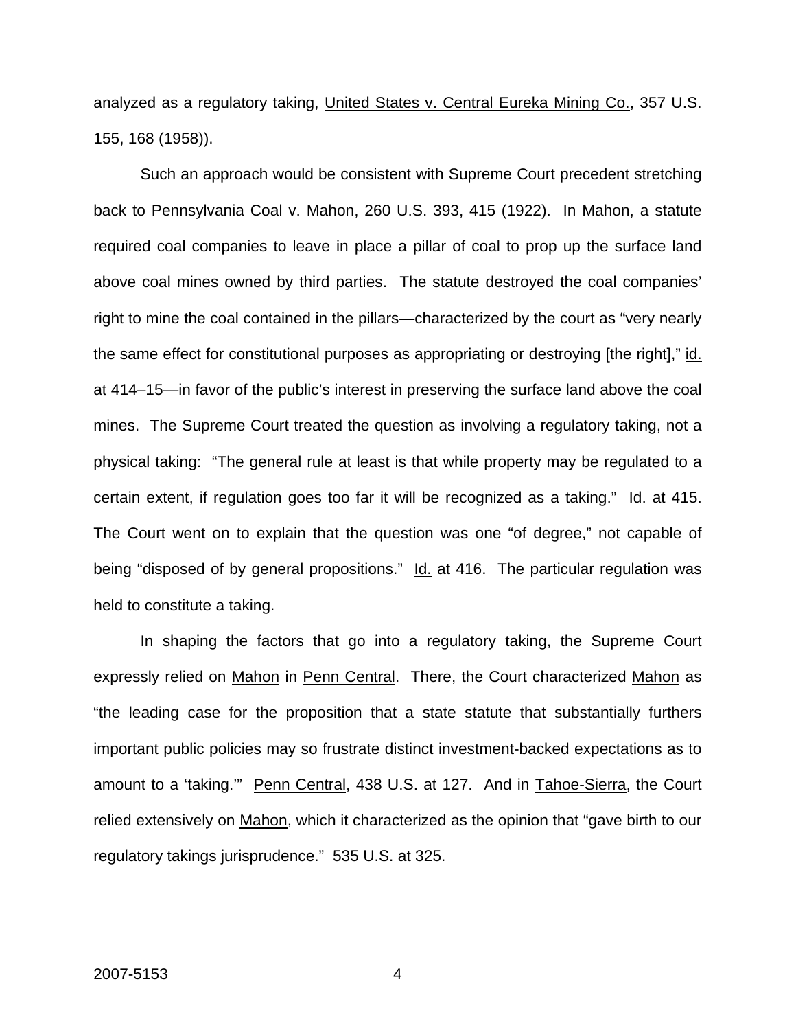analyzed as a regulatory taking, United States v. Central Eureka Mining Co., 357 U.S. 155, 168 (1958)).

Such an approach would be consistent with Supreme Court precedent stretching back to Pennsylvania Coal v. Mahon, 260 U.S. 393, 415 (1922). In Mahon, a statute required coal companies to leave in place a pillar of coal to prop up the surface land above coal mines owned by third parties. The statute destroyed the coal companies' right to mine the coal contained in the pillars—characterized by the court as "very nearly the same effect for constitutional purposes as appropriating or destroying [the right]," id. at 414–15—in favor of the public's interest in preserving the surface land above the coal mines. The Supreme Court treated the question as involving a regulatory taking, not a physical taking: "The general rule at least is that while property may be regulated to a certain extent, if regulation goes too far it will be recognized as a taking." Id. at 415. The Court went on to explain that the question was one "of degree," not capable of being "disposed of by general propositions." Id. at 416. The particular regulation was held to constitute a taking.

In shaping the factors that go into a regulatory taking, the Supreme Court expressly relied on Mahon in Penn Central. There, the Court characterized Mahon as "the leading case for the proposition that a state statute that substantially furthers important public policies may so frustrate distinct investment-backed expectations as to amount to a 'taking.'" Penn Central, 438 U.S. at 127. And in Tahoe-Sierra, the Court relied extensively on Mahon, which it characterized as the opinion that "gave birth to our regulatory takings jurisprudence." 535 U.S. at 325.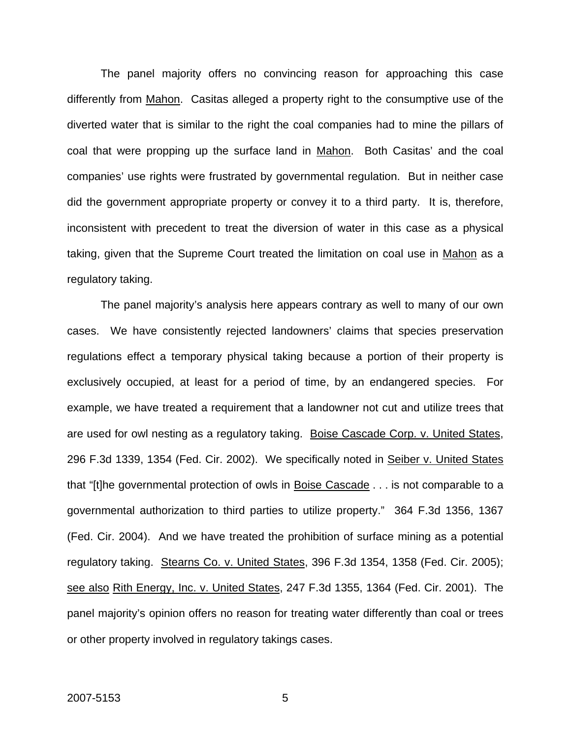The panel majority offers no convincing reason for approaching this case differently from Mahon. Casitas alleged a property right to the consumptive use of the diverted water that is similar to the right the coal companies had to mine the pillars of coal that were propping up the surface land in Mahon. Both Casitas' and the coal companies' use rights were frustrated by governmental regulation. But in neither case did the government appropriate property or convey it to a third party. It is, therefore, inconsistent with precedent to treat the diversion of water in this case as a physical taking, given that the Supreme Court treated the limitation on coal use in Mahon as a regulatory taking.

The panel majority's analysis here appears contrary as well to many of our own cases. We have consistently rejected landowners' claims that species preservation regulations effect a temporary physical taking because a portion of their property is exclusively occupied, at least for a period of time, by an endangered species. For example, we have treated a requirement that a landowner not cut and utilize trees that are used for owl nesting as a regulatory taking. Boise Cascade Corp. v. United States, 296 F.3d 1339, 1354 (Fed. Cir. 2002). We specifically noted in Seiber v. United States that "[t]he governmental protection of owls in Boise Cascade . . . is not comparable to a governmental authorization to third parties to utilize property." 364 F.3d 1356, 1367 (Fed. Cir. 2004). And we have treated the prohibition of surface mining as a potential regulatory taking. Stearns Co. v. United States, 396 F.3d 1354, 1358 (Fed. Cir. 2005); see also Rith Energy, Inc. v. United States, 247 F.3d 1355, 1364 (Fed. Cir. 2001). The panel majority's opinion offers no reason for treating water differently than coal or trees or other property involved in regulatory takings cases.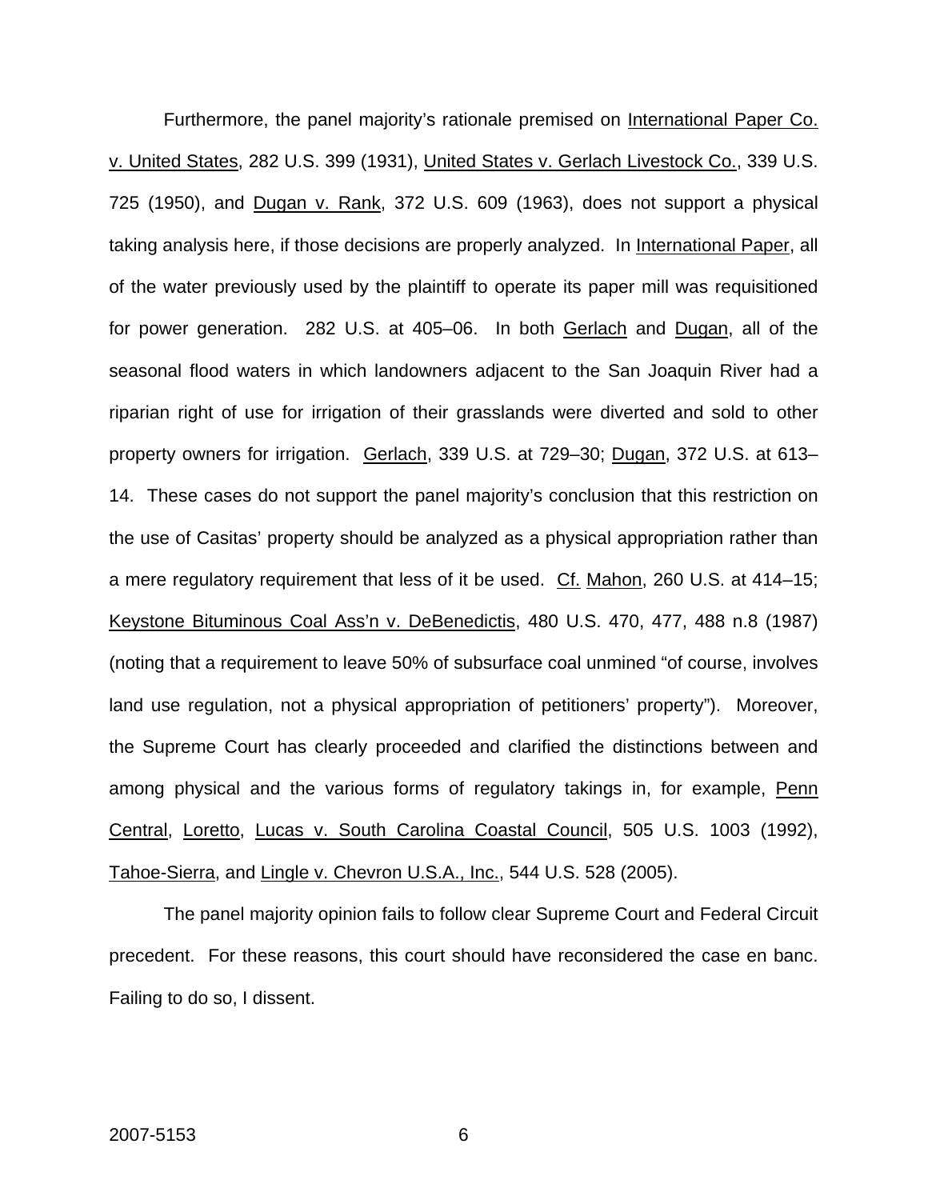Furthermore, the panel majority's rationale premised on International Paper Co. v. United States, 282 U.S. 399 (1931), United States v. Gerlach Livestock Co., 339 U.S. 725 (1950), and Dugan v. Rank, 372 U.S. 609 (1963), does not support a physical taking analysis here, if those decisions are properly analyzed. In International Paper, all of the water previously used by the plaintiff to operate its paper mill was requisitioned for power generation. 282 U.S. at 405–06. In both Gerlach and Dugan, all of the seasonal flood waters in which landowners adjacent to the San Joaquin River had a riparian right of use for irrigation of their grasslands were diverted and sold to other property owners for irrigation. Gerlach, 339 U.S. at 729–30; Dugan, 372 U.S. at 613–14. These cases do not support the panel majority's conclusion that this restriction on the use of Casitas' property should be analyzed as a physical appropriation rather than a mere regulatory requirement that less of it be used. Cf. Mahon, 260 U.S. at 414–15; Keystone Bituminous Coal Ass'n v. DeBenedictis, 480 U.S. 470, 477, 488 n.8 (1987) (noting that a requirement to leave 50% of subsurface coal unmined "of course, involves land use regulation, not a physical appropriation of petitioners' property"). Moreover, the Supreme Court has clearly proceeded and clarified the distinctions between and among physical and the various forms of regulatory takings in, for example, Penn Central, Loretto, Lucas v. South Carolina Coastal Council, 505 U.S. 1003 (1992), Tahoe-Sierra, and Lingle v. Chevron U.S.A., Inc., 544 U.S. 528 (2005).

The panel majority opinion fails to follow clear Supreme Court and Federal Circuit precedent. For these reasons, this court should have reconsidered the case en banc. Failing to do so, I dissent.